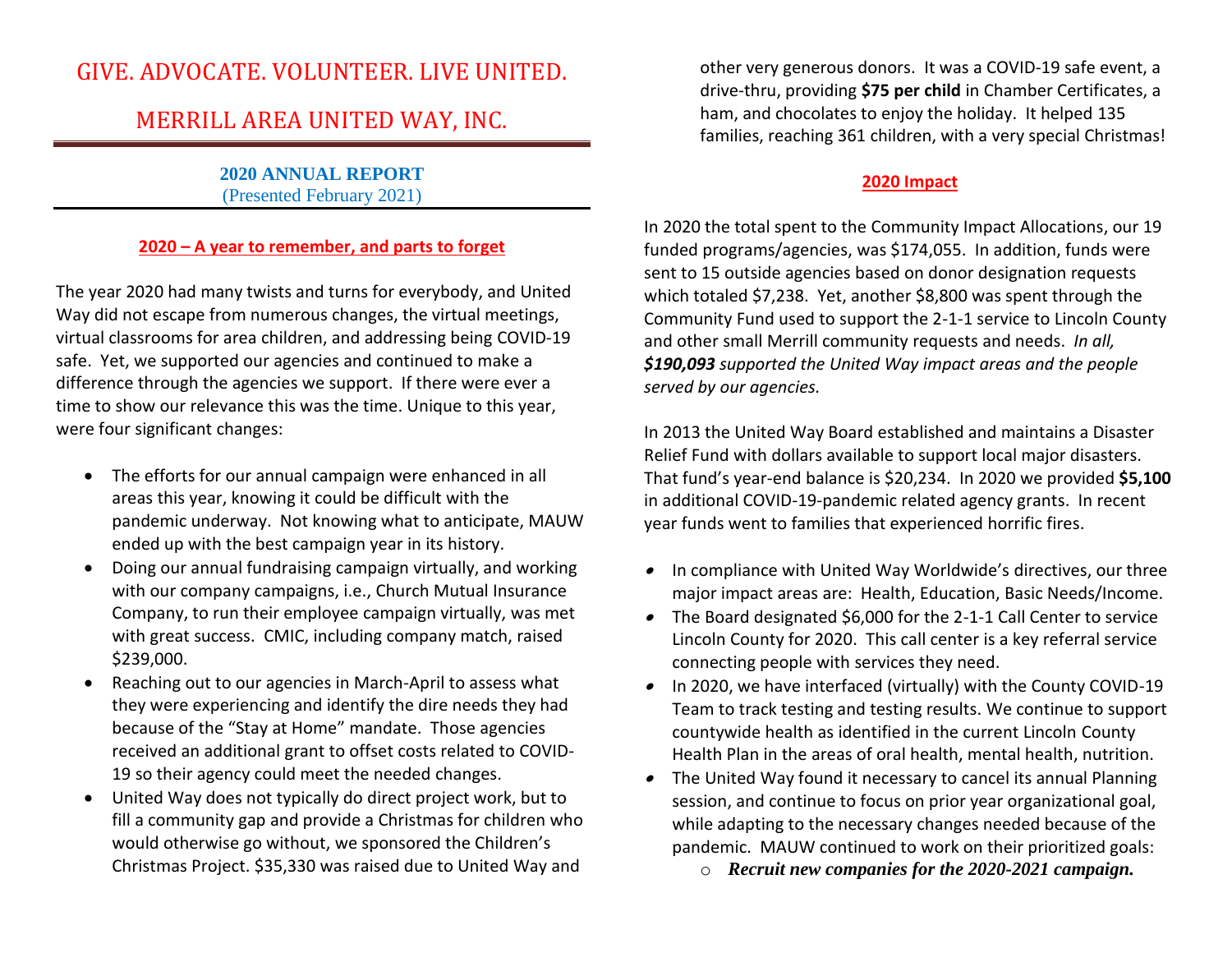# GIVE. ADVOCATE. VOLUNTEER. LIVE UNITED.

# MERRILL AREA UNITED WAY, INC.

**2020 ANNUAL REPORT**
(Presented February 2021)

## 2020 – A year to remember, and parts to forget

The year 2020 had many twists and turns for everybody, and United Way did not escape from numerous changes, the virtual meetings, virtual classrooms for area children, and addressing being COVID-19 safe. Yet, we supported our agencies and continued to make a difference through the agencies we support. If there were ever a time to show our relevance this was the time. Unique to this year, were four significant changes:

- The efforts for our annual campaign were enhanced in all areas this year, knowing it could be difficult with the pandemic underway. Not knowing what to anticipate, MAUW ended up with the best campaign year in its history.
- Doing our annual fundraising campaign virtually, and working with our company campaigns, i.e., Church Mutual Insurance Company, to run their employee campaign virtually, was met with great success. CMIC, including company match, raised $239,000.
- Reaching out to our agencies in March-April to assess what they were experiencing and identify the dire needs they had because of the "Stay at Home" mandate. Those agencies received an additional grant to offset costs related to COVID-19 so their agency could meet the needed changes.
- United Way does not typically do direct project work, but to fill a community gap and provide a Christmas for children who would otherwise go without, we sponsored the Children's Christmas Project. $35,330 was raised due to United Way and other very generous donors. It was a COVID-19 safe event, a drive-thru, providing **$75 per child** in Chamber Certificates, a ham, and chocolates to enjoy the holiday. It helped 135 families, reaching 361 children, with a very special Christmas!

## 2020 Impact

In 2020 the total spent to the Community Impact Allocations, our 19 funded programs/agencies, was $174,055. In addition, funds were sent to 15 outside agencies based on donor designation requests which totaled $7,238. Yet, another $8,800 was spent through the Community Fund used to support the 2-1-1 service to Lincoln County and other small Merrill community requests and needs. *In all, **$190,093** supported the United Way impact areas and the people served by our agencies.*

In 2013 the United Way Board established and maintains a Disaster Relief Fund with dollars available to support local major disasters. That fund's year-end balance is $20,234. In 2020 we provided **$5,100** in additional COVID-19-pandemic related agency grants. In recent year funds went to families that experienced horrific fires.

- In compliance with United Way Worldwide's directives, our three major impact areas are: Health, Education, Basic Needs/Income.
- The Board designated $6,000 for the 2-1-1 Call Center to service Lincoln County for 2020. This call center is a key referral service connecting people with services they need.
- In 2020, we have interfaced (virtually) with the County COVID-19 Team to track testing and testing results. We continue to support countywide health as identified in the current Lincoln County Health Plan in the areas of oral health, mental health, nutrition.
- The United Way found it necessary to cancel its annual Planning session, and continue to focus on prior year organizational goal, while adapting to the necessary changes needed because of the pandemic. MAUW continued to work on their prioritized goals:
  - ***Recruit new companies for the 2020-2021 campaign.***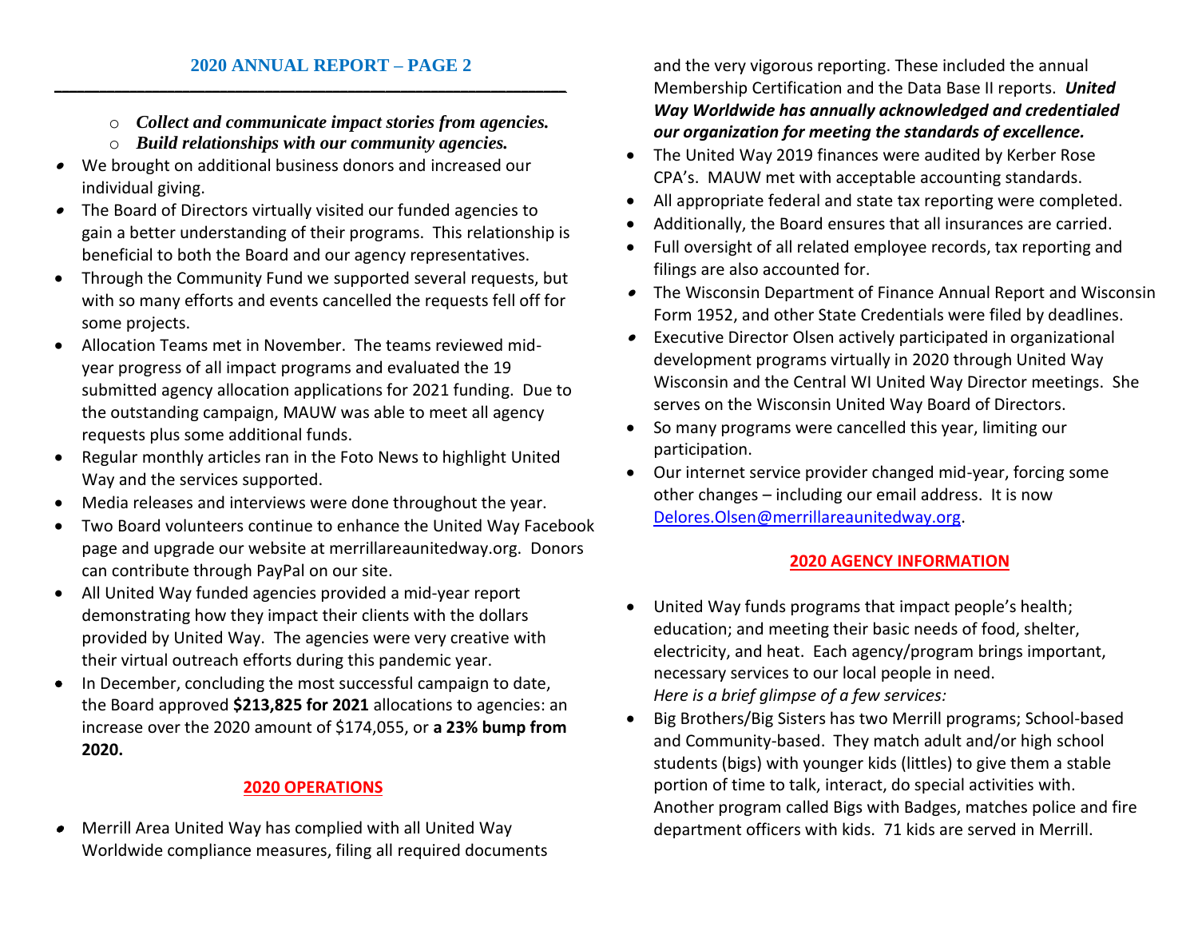- *Collect and communicate impact stories from agencies.*
  - *Build relationships with our community agencies.*
- We brought on additional business donors and increased our individual giving.
- The Board of Directors virtually visited our funded agencies to gain a better understanding of their programs. This relationship is beneficial to both the Board and our agency representatives.
- Through the Community Fund we supported several requests, but with so many efforts and events cancelled the requests fell off for some projects.
- Allocation Teams met in November. The teams reviewed mid-year progress of all impact programs and evaluated the 19 submitted agency allocation applications for 2021 funding. Due to the outstanding campaign, MAUW was able to meet all agency requests plus some additional funds.
- Regular monthly articles ran in the Foto News to highlight United Way and the services supported.
- Media releases and interviews were done throughout the year.
- Two Board volunteers continue to enhance the United Way Facebook page and upgrade our website at merrillareaunitedway.org. Donors can contribute through PayPal on our site.
- All United Way funded agencies provided a mid-year report demonstrating how they impact their clients with the dollars provided by United Way. The agencies were very creative with their virtual outreach efforts during this pandemic year.
- In December, concluding the most successful campaign to date, the Board approved **$213,825 for 2021** allocations to agencies: an increase over the 2020 amount of $174,055, or **a 23% bump from 2020.**

## 2020 OPERATIONS

- Merrill Area United Way has complied with all United Way Worldwide compliance measures, filing all required documents and the very vigorous reporting. These included the annual Membership Certification and the Data Base II reports. ***United Way Worldwide has annually acknowledged and credentialed our organization for meeting the standards of excellence.***
- The United Way 2019 finances were audited by Kerber Rose CPA's. MAUW met with acceptable accounting standards.
- All appropriate federal and state tax reporting were completed.
- Additionally, the Board ensures that all insurances are carried.
- Full oversight of all related employee records, tax reporting and filings are also accounted for.
- The Wisconsin Department of Finance Annual Report and Wisconsin Form 1952, and other State Credentials were filed by deadlines.
- Executive Director Olsen actively participated in organizational development programs virtually in 2020 through United Way Wisconsin and the Central WI United Way Director meetings. She serves on the Wisconsin United Way Board of Directors.
- So many programs were cancelled this year, limiting our participation.
- Our internet service provider changed mid-year, forcing some other changes – including our email address. It is now Delores.Olsen@merrillareaunitedway.org.

## 2020 AGENCY INFORMATION

- United Way funds programs that impact people's health; education; and meeting their basic needs of food, shelter, electricity, and heat. Each agency/program brings important, necessary services to our local people in need.
  *Here is a brief glimpse of a few services:*
- Big Brothers/Big Sisters has two Merrill programs; School-based and Community-based. They match adult and/or high school students (bigs) with younger kids (littles) to give them a stable portion of time to talk, interact, do special activities with. Another program called Bigs with Badges, matches police and fire department officers with kids. 71 kids are served in Merrill.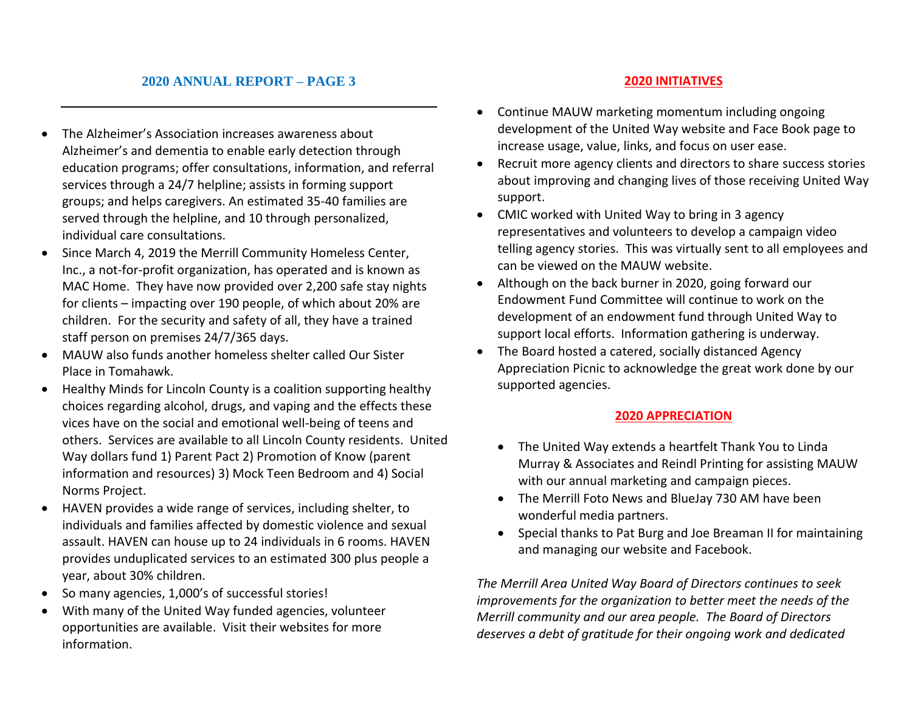## 2020 ANNUAL REPORT – PAGE 3

- The Alzheimer's Association increases awareness about Alzheimer's and dementia to enable early detection through education programs; offer consultations, information, and referral services through a 24/7 helpline; assists in forming support groups; and helps caregivers. An estimated 35-40 families are served through the helpline, and 10 through personalized, individual care consultations.
- Since March 4, 2019 the Merrill Community Homeless Center, Inc., a not-for-profit organization, has operated and is known as MAC Home. They have now provided over 2,200 safe stay nights for clients – impacting over 190 people, of which about 20% are children. For the security and safety of all, they have a trained staff person on premises 24/7/365 days.
- MAUW also funds another homeless shelter called Our Sister Place in Tomahawk.
- Healthy Minds for Lincoln County is a coalition supporting healthy choices regarding alcohol, drugs, and vaping and the effects these vices have on the social and emotional well-being of teens and others. Services are available to all Lincoln County residents. United Way dollars fund 1) Parent Pact 2) Promotion of Know (parent information and resources) 3) Mock Teen Bedroom and 4) Social Norms Project.
- HAVEN provides a wide range of services, including shelter, to individuals and families affected by domestic violence and sexual assault. HAVEN can house up to 24 individuals in 6 rooms. HAVEN provides unduplicated services to an estimated 300 plus people a year, about 30% children.
- So many agencies, 1,000's of successful stories!
- With many of the United Way funded agencies, volunteer opportunities are available. Visit their websites for more information.

## 2020 INITIATIVES

- Continue MAUW marketing momentum including ongoing development of the United Way website and Face Book page to increase usage, value, links, and focus on user ease.
- Recruit more agency clients and directors to share success stories about improving and changing lives of those receiving United Way support.
- CMIC worked with United Way to bring in 3 agency representatives and volunteers to develop a campaign video telling agency stories. This was virtually sent to all employees and can be viewed on the MAUW website.
- Although on the back burner in 2020, going forward our Endowment Fund Committee will continue to work on the development of an endowment fund through United Way to support local efforts. Information gathering is underway.
- The Board hosted a catered, socially distanced Agency Appreciation Picnic to acknowledge the great work done by our supported agencies.

## 2020 APPRECIATION

- The United Way extends a heartfelt Thank You to Linda Murray & Associates and Reindl Printing for assisting MAUW with our annual marketing and campaign pieces.
- The Merrill Foto News and BlueJay 730 AM have been wonderful media partners.
- Special thanks to Pat Burg and Joe Breaman II for maintaining and managing our website and Facebook.

*The Merrill Area United Way Board of Directors continues to seek improvements for the organization to better meet the needs of the Merrill community and our area people. The Board of Directors deserves a debt of gratitude for their ongoing work and dedicated*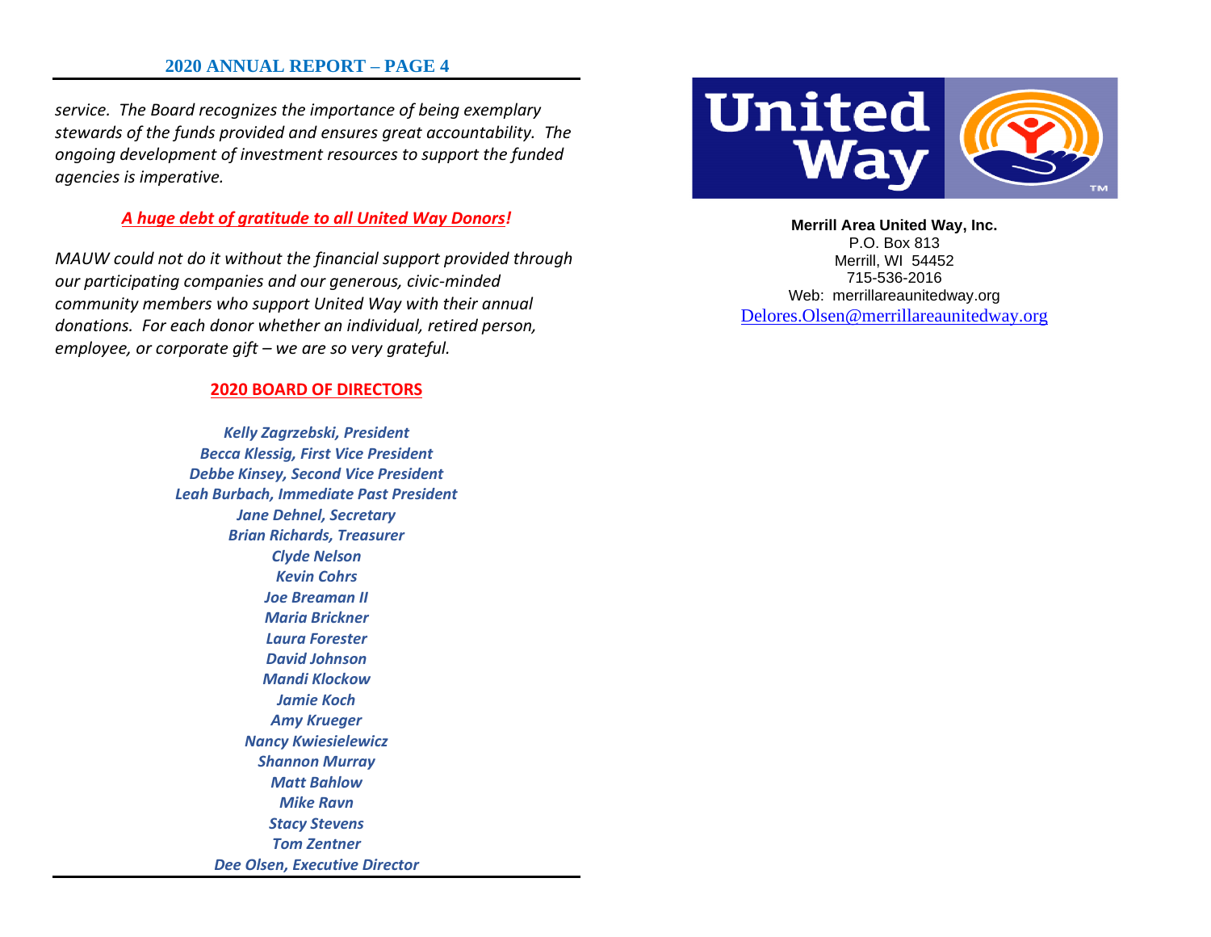*service. The Board recognizes the importance of being exemplary stewards of the funds provided and ensures great accountability. The ongoing development of investment resources to support the funded agencies is imperative.*

***A huge debt of gratitude to all United Way Donors!***

*MAUW could not do it without the financial support provided through our participating companies and our generous, civic-minded community members who support United Way with their annual donations. For each donor whether an individual, retired person, employee, or corporate gift – we are so very grateful.*

## 2020 BOARD OF DIRECTORS

***Kelly Zagrzebski, President***
***Becca Klessig, First Vice President***
***Debbe Kinsey, Second Vice President***
***Leah Burbach, Immediate Past President***
***Jane Dehnel, Secretary***
***Brian Richards, Treasurer***
***Clyde Nelson***
***Kevin Cohrs***
***Joe Breaman II***
***Maria Brickner***
***Laura Forester***
***David Johnson***
***Mandi Klockow***
***Jamie Koch***
***Amy Krueger***
***Nancy Kwiesielewicz***
***Shannon Murray***
***Matt Bahlow***
***Mike Ravn***
***Stacy Stevens***
***Tom Zentner***
***Dee Olsen, Executive Director***

United Way

**Merrill Area United Way, Inc.**
P.O. Box 813
Merrill, WI 54452
715-536-2016
Web: merrillareaunitedway.org
Delores.Olsen@merrillareaunitedway.org